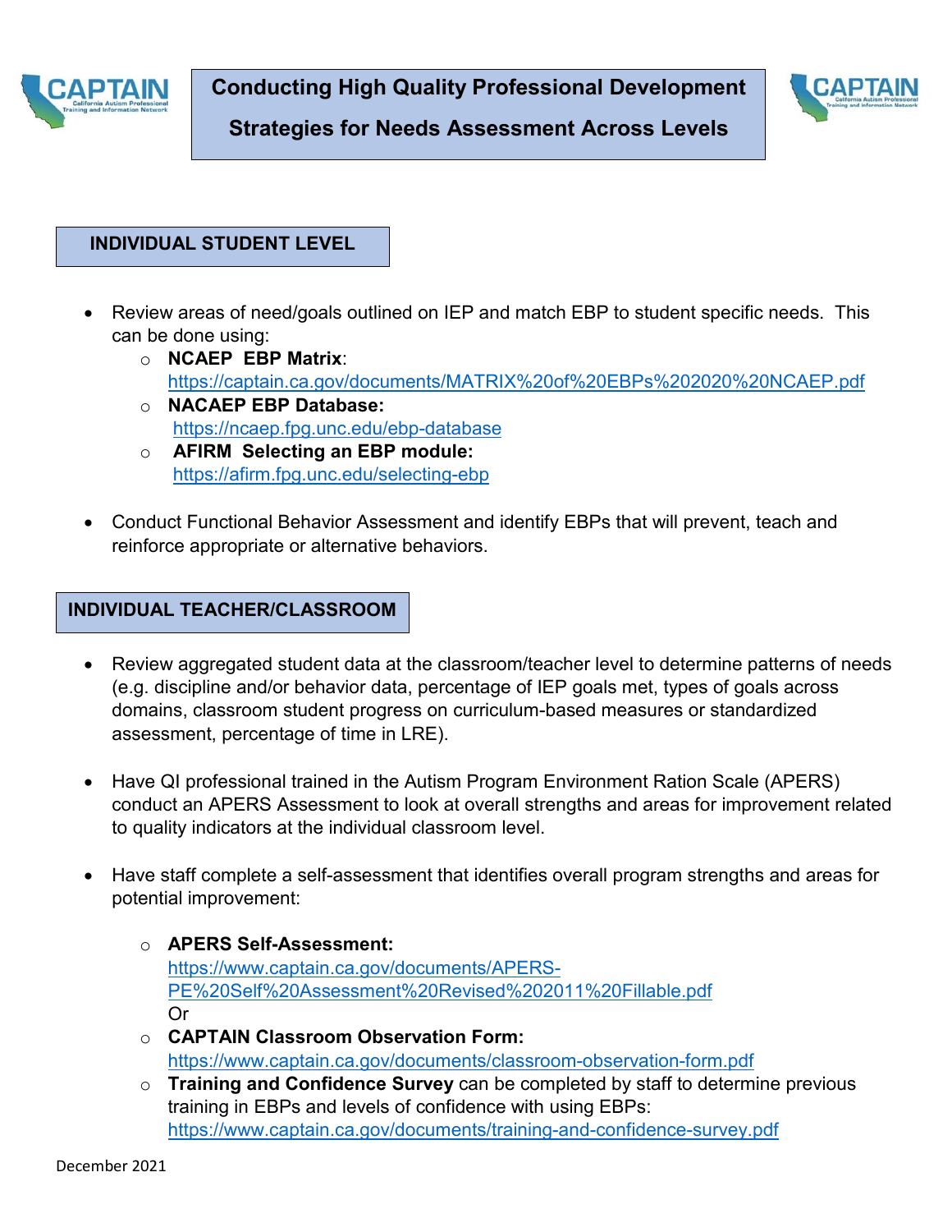# Conducting High Quality Professional Development

## Strategies for Needs Assessment Across Levels

### INDIVIDUAL STUDENT LEVEL

- Review areas of need/goals outlined on IEP and match EBP to student specific needs. This can be done using:
  - **NCAEP EBP Matrix**: https://captain.ca.gov/documents/MATRIX%20of%20EBPs%202020%20NCAEP.pdf
  - **NACAEP EBP Database:** https://ncaep.fpg.unc.edu/ebp-database
  - **AFIRM Selecting an EBP module:** https://afirm.fpg.unc.edu/selecting-ebp
- Conduct Functional Behavior Assessment and identify EBPs that will prevent, teach and reinforce appropriate or alternative behaviors.

### INDIVIDUAL TEACHER/CLASSROOM

- Review aggregated student data at the classroom/teacher level to determine patterns of needs (e.g. discipline and/or behavior data, percentage of IEP goals met, types of goals across domains, classroom student progress on curriculum-based measures or standardized assessment, percentage of time in LRE).
- Have QI professional trained in the Autism Program Environment Ration Scale (APERS) conduct an APERS Assessment to look at overall strengths and areas for improvement related to quality indicators at the individual classroom level.
- Have staff complete a self-assessment that identifies overall program strengths and areas for potential improvement:
  - **APERS Self-Assessment:** https://www.captain.ca.gov/documents/APERS-PE%20Self%20Assessment%20Revised%202011%20Fillable.pdf
    Or
  - **CAPTAIN Classroom Observation Form:** https://www.captain.ca.gov/documents/classroom-observation-form.pdf
  - **Training and Confidence Survey** can be completed by staff to determine previous training in EBPs and levels of confidence with using EBPs: https://www.captain.ca.gov/documents/training-and-confidence-survey.pdf

December 2021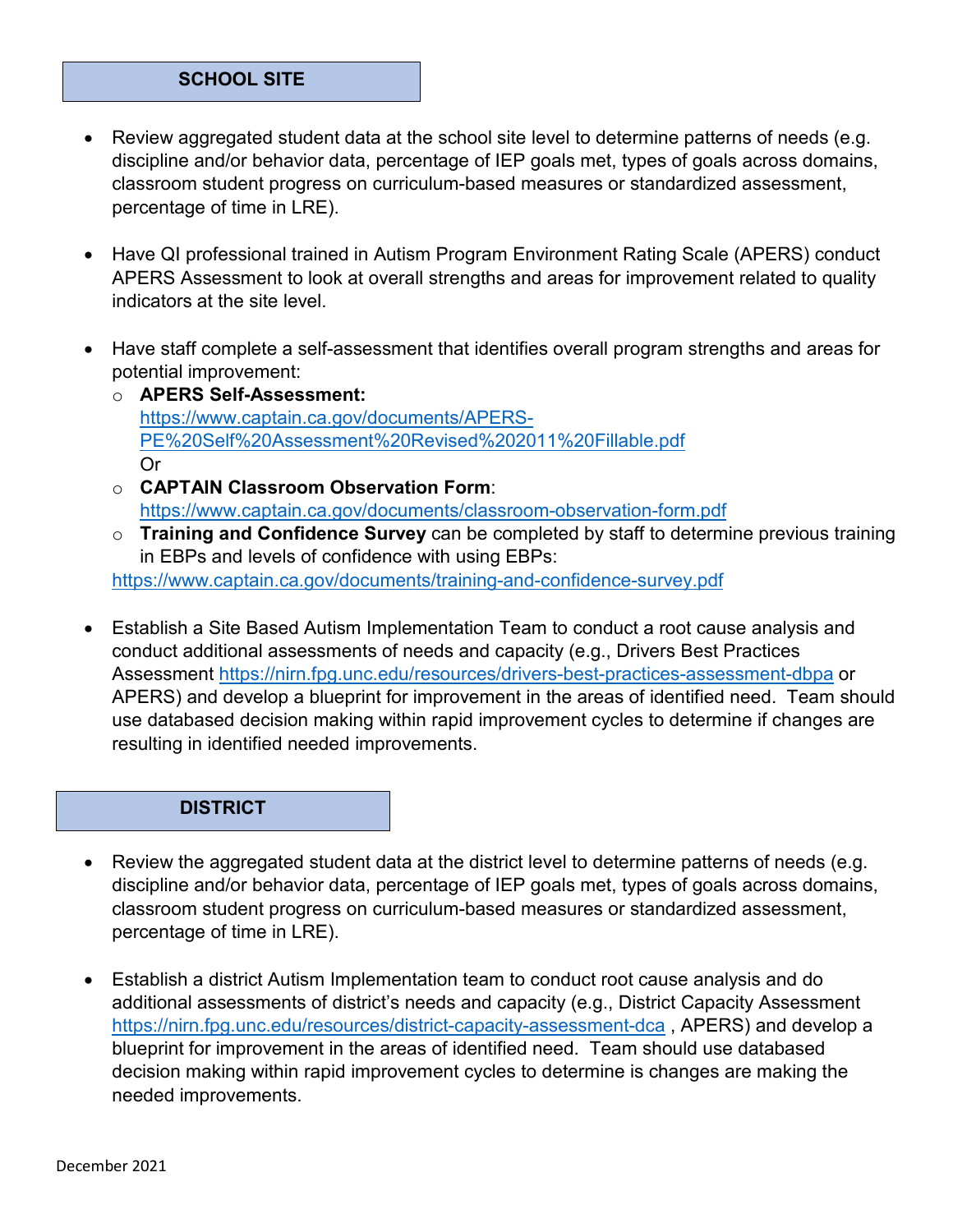## SCHOOL SITE

- Review aggregated student data at the school site level to determine patterns of needs (e.g. discipline and/or behavior data, percentage of IEP goals met, types of goals across domains, classroom student progress on curriculum-based measures or standardized assessment, percentage of time in LRE).

- Have QI professional trained in Autism Program Environment Rating Scale (APERS) conduct APERS Assessment to look at overall strengths and areas for improvement related to quality indicators at the site level.

- Have staff complete a self-assessment that identifies overall program strengths and areas for potential improvement:
  - **APERS Self-Assessment:** https://www.captain.ca.gov/documents/APERS-PE%20Self%20Assessment%20Revised%202011%20Fillable.pdf
    Or
  - **CAPTAIN Classroom Observation Form**: https://www.captain.ca.gov/documents/classroom-observation-form.pdf
  - **Training and Confidence Survey** can be completed by staff to determine previous training in EBPs and levels of confidence with using EBPs: https://www.captain.ca.gov/documents/training-and-confidence-survey.pdf

- Establish a Site Based Autism Implementation Team to conduct a root cause analysis and conduct additional assessments of needs and capacity (e.g., Drivers Best Practices Assessment https://nirn.fpg.unc.edu/resources/drivers-best-practices-assessment-dbpa or APERS) and develop a blueprint for improvement in the areas of identified need. Team should use databased decision making within rapid improvement cycles to determine if changes are resulting in identified needed improvements.

## DISTRICT

- Review the aggregated student data at the district level to determine patterns of needs (e.g. discipline and/or behavior data, percentage of IEP goals met, types of goals across domains, classroom student progress on curriculum-based measures or standardized assessment, percentage of time in LRE).

- Establish a district Autism Implementation team to conduct root cause analysis and do additional assessments of district's needs and capacity (e.g., District Capacity Assessment https://nirn.fpg.unc.edu/resources/district-capacity-assessment-dca , APERS) and develop a blueprint for improvement in the areas of identified need. Team should use databased decision making within rapid improvement cycles to determine is changes are making the needed improvements.

December 2021